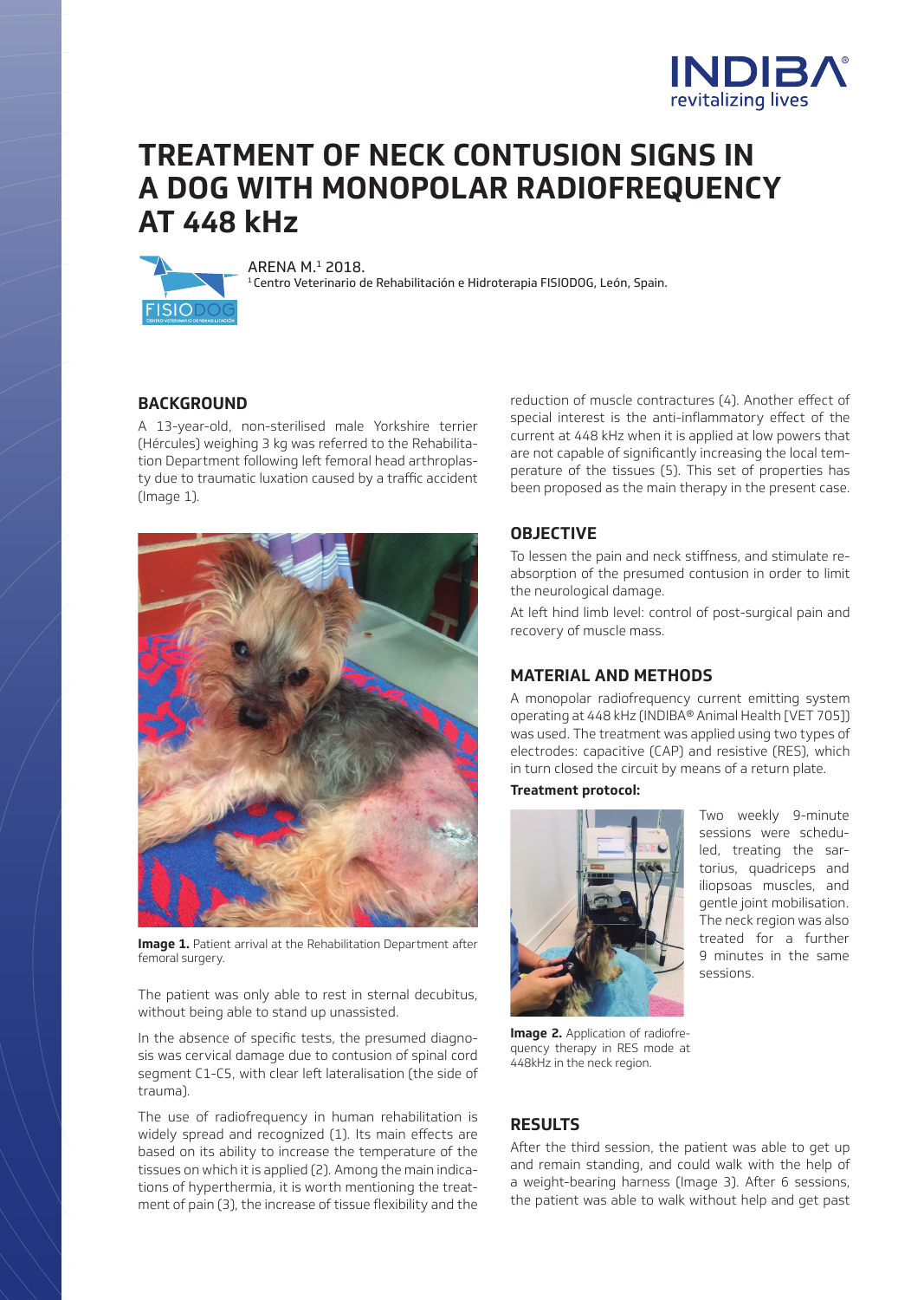# TREATMENT OF NECK CONTUSION SIGNS IN A DOG WITH MONOPOLAR RADIOFREQUENCY AT 448 kHz

ARENA M.[1] 2018.

[1] Centro Veterinario de Rehabilitación e Hidroterapia FISIODOG, León, Spain.

## BACKGROUND

A 13-year-old, non-sterilised male Yorkshire terrier (Hércules) weighing 3 kg was referred to the Rehabilitation Department following left femoral head arthroplasty due to traumatic luxation caused by a traffic accident (Image 1).

**Image 1.** Patient arrival at the Rehabilitation Department after femoral surgery.

The patient was only able to rest in sternal decubitus, without being able to stand up unassisted.

In the absence of specific tests, the presumed diagnosis was cervical damage due to contusion of spinal cord segment C1-C5, with clear left lateralisation (the side of trauma).

The use of radiofrequency in human rehabilitation is widely spread and recognized (1). Its main effects are based on its ability to increase the temperature of the tissues on which it is applied (2). Among the main indications of hyperthermia, it is worth mentioning the treatment of pain (3), the increase of tissue flexibility and the reduction of muscle contractures (4). Another effect of special interest is the anti-inflammatory effect of the current at 448 kHz when it is applied at low powers that are not capable of significantly increasing the local temperature of the tissues (5). This set of properties has been proposed as the main therapy in the present case.

## OBJECTIVE

To lessen the pain and neck stiffness, and stimulate reabsorption of the presumed contusion in order to limit the neurological damage.

At left hind limb level: control of post-surgical pain and recovery of muscle mass.

## MATERIAL AND METHODS

A monopolar radiofrequency current emitting system operating at 448 kHz (INDIBA® Animal Health [VET 705]) was used. The treatment was applied using two types of electrodes: capacitive (CAP) and resistive (RES), which in turn closed the circuit by means of a return plate.

**Treatment protocol:**

Two weekly 9-minute sessions were scheduled, treating the sartorius, quadriceps and iliopsoas muscles, and gentle joint mobilisation. The neck region was also treated for a further 9 minutes in the same sessions.

**Image 2.** Application of radiofrequency therapy in RES mode at 448kHz in the neck region.

## RESULTS

After the third session, the patient was able to get up and remain standing, and could walk with the help of a weight-bearing harness (Image 3). After 6 sessions, the patient was able to walk without help and get past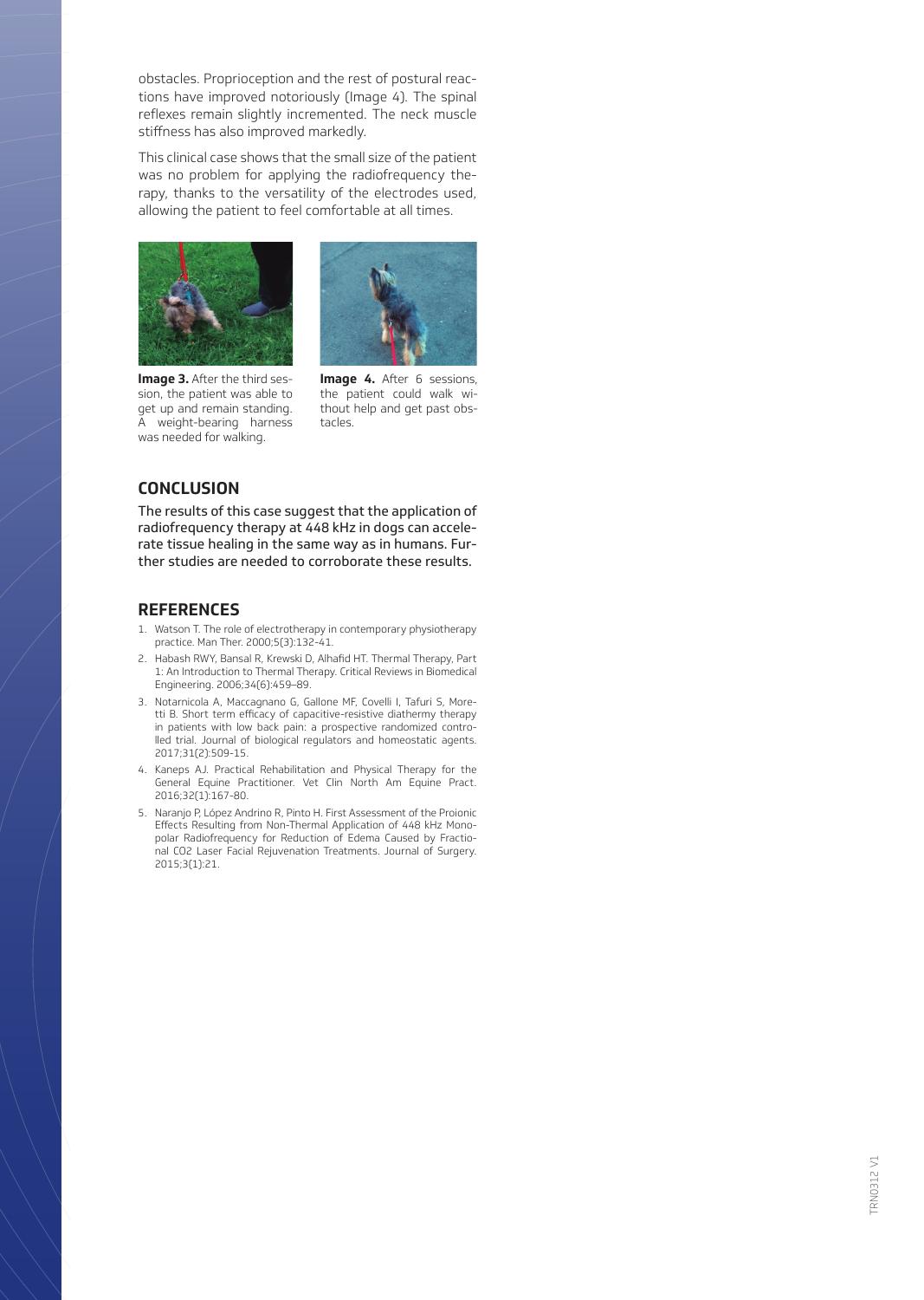obstacles. Proprioception and the rest of postural reactions have improved notoriously (Image 4). The spinal reflexes remain slightly incremented. The neck muscle stiffness has also improved markedly.

This clinical case shows that the small size of the patient was no problem for applying the radiofrequency therapy, thanks to the versatility of the electrodes used, allowing the patient to feel comfortable at all times.

**Image 3.** After the third session, the patient was able to get up and remain standing. A weight-bearing harness was needed for walking.

**Image 4.** After 6 sessions, the patient could walk without help and get past obstacles.

## CONCLUSION

The results of this case suggest that the application of radiofrequency therapy at 448 kHz in dogs can accelerate tissue healing in the same way as in humans. Further studies are needed to corroborate these results.

## REFERENCES

1. Watson T. The role of electrotherapy in contemporary physiotherapy practice. Man Ther. 2000;5(3):132-41.
2. Habash RWY, Bansal R, Krewski D, Alhafid HT. Thermal Therapy, Part 1: An Introduction to Thermal Therapy. Critical Reviews in Biomedical Engineering. 2006;34(6):459–89.
3. Notarnicola A, Maccagnano G, Gallone MF, Covelli I, Tafuri S, Moretti B. Short term efficacy of capacitive-resistive diathermy therapy in patients with low back pain: a prospective randomized controlled trial. Journal of biological regulators and homeostatic agents. 2017;31(2):509-15.
4. Kaneps AJ. Practical Rehabilitation and Physical Therapy for the General Equine Practitioner. Vet Clin North Am Equine Pract. 2016;32(1):167-80.
5. Naranjo P, López Andrino R, Pinto H. First Assessment of the Proionic Effects Resulting from Non-Thermal Application of 448 kHz Monopolar Radiofrequency for Reduction of Edema Caused by Fractional CO2 Laser Facial Rejuvenation Treatments. Journal of Surgery. 2015;3(1):21.

TRN0312 V1